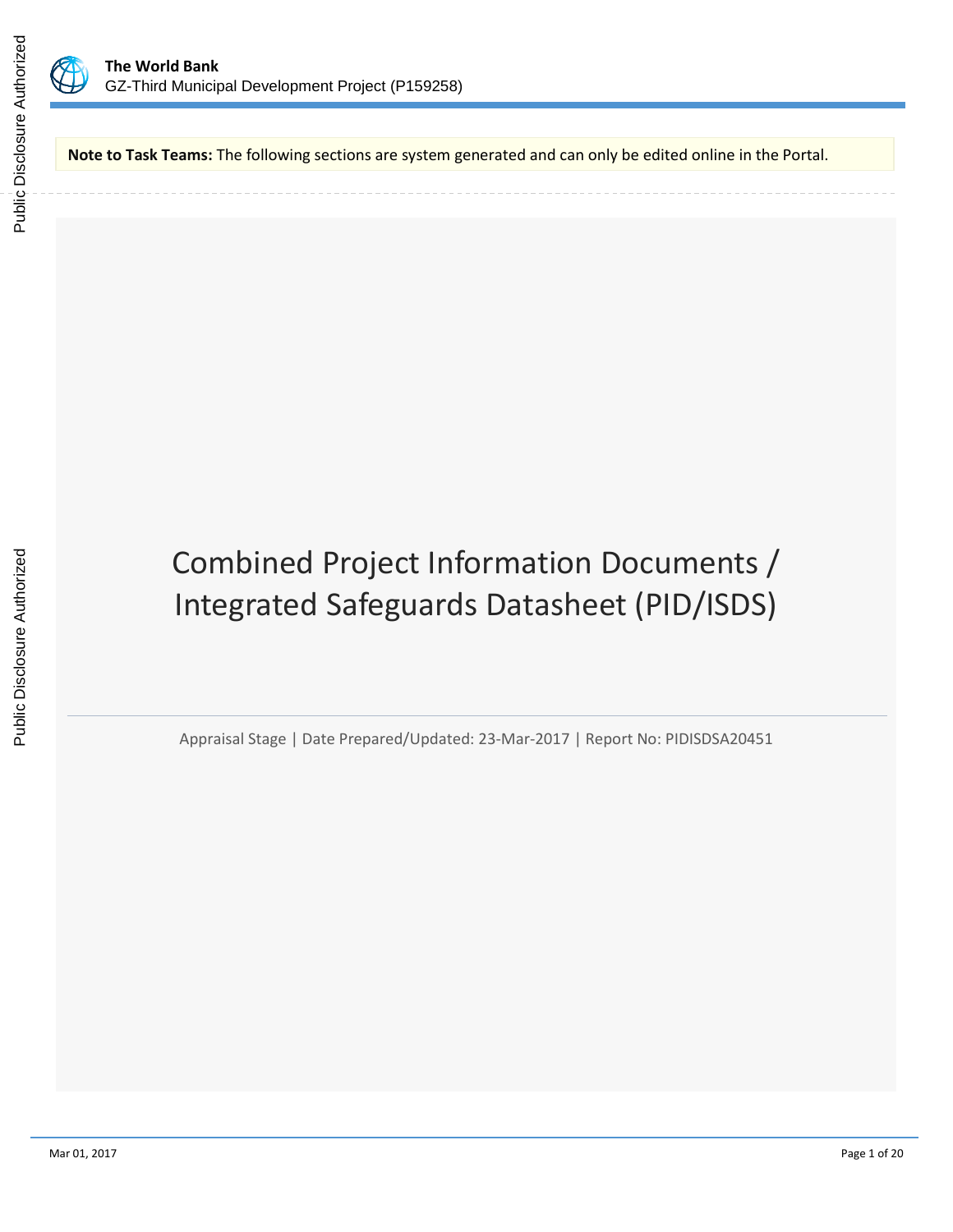**Note to Task Teams:** The following sections are system generated and can only be edited online in the Portal.

# Combined Project Information Documents / Integrated Safeguards Datasheet (PID/ISDS)

Appraisal Stage | Date Prepared/Updated: 23-Mar-2017 | Report No: PIDISDSA20451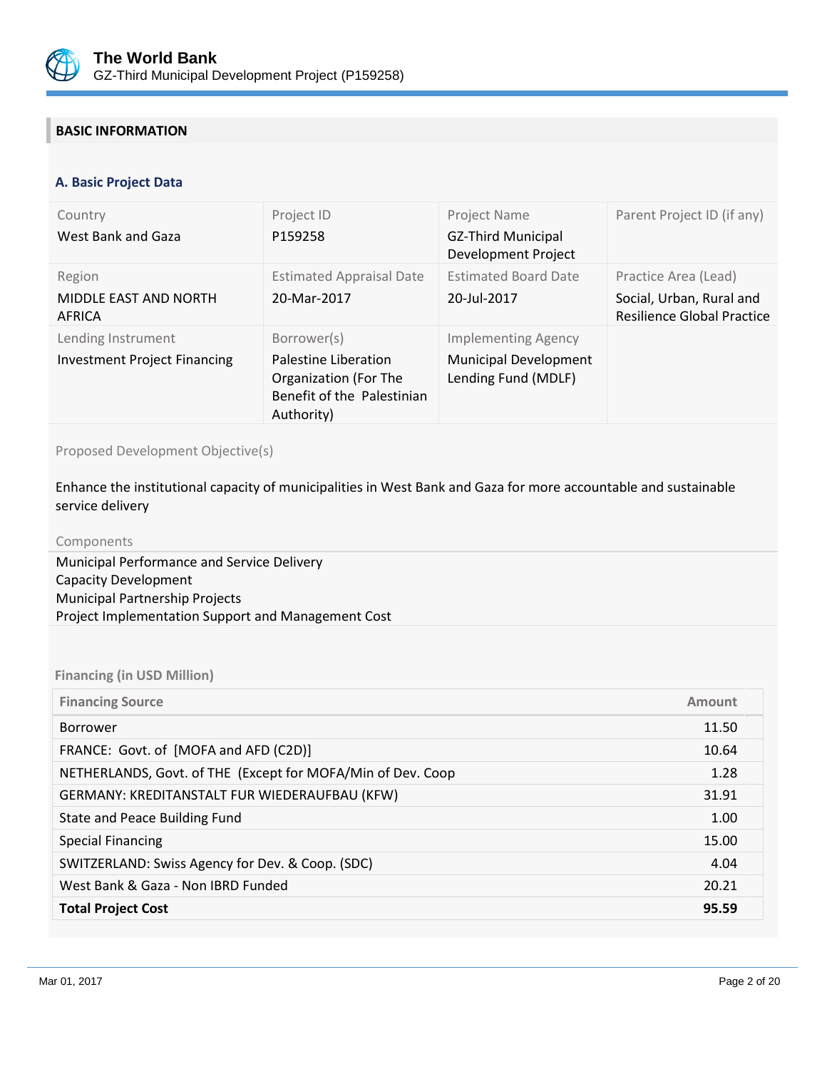## BASIC INFORMATION

### A. Basic Project Data

| Country | Project ID | Project Name | Parent Project ID (if any) |
|---|---|---|---|
| West Bank and Gaza | P159258 | GZ-Third Municipal Development Project | |
| **Region** | **Estimated Appraisal Date** | **Estimated Board Date** | **Practice Area (Lead)** |
| MIDDLE EAST AND NORTH AFRICA | 20-Mar-2017 | 20-Jul-2017 | Social, Urban, Rural and Resilience Global Practice |
| **Lending Instrument** | **Borrower(s)** | **Implementing Agency** | |
| Investment Project Financing | Palestine Liberation Organization (For The Benefit of the Palestinian Authority) | Municipal Development Lending Fund (MDLF) | |

Proposed Development Objective(s)

Enhance the institutional capacity of municipalities in West Bank and Gaza for more accountable and sustainable service delivery

Components

Municipal Performance and Service Delivery
Capacity Development
Municipal Partnership Projects
Project Implementation Support and Management Cost

**Financing (in USD Million)**

| Financing Source | Amount |
|---|---|
| Borrower | 11.50 |
| FRANCE: Govt. of [MOFA and AFD (C2D)] | 10.64 |
| NETHERLANDS, Govt. of THE (Except for MOFA/Min of Dev. Coop | 1.28 |
| GERMANY: KREDITANSTALT FUR WIEDERAUFBAU (KFW) | 31.91 |
| State and Peace Building Fund | 1.00 |
| Special Financing | 15.00 |
| SWITZERLAND: Swiss Agency for Dev. & Coop. (SDC) | 4.04 |
| West Bank & Gaza - Non IBRD Funded | 20.21 |
| **Total Project Cost** | **95.59** |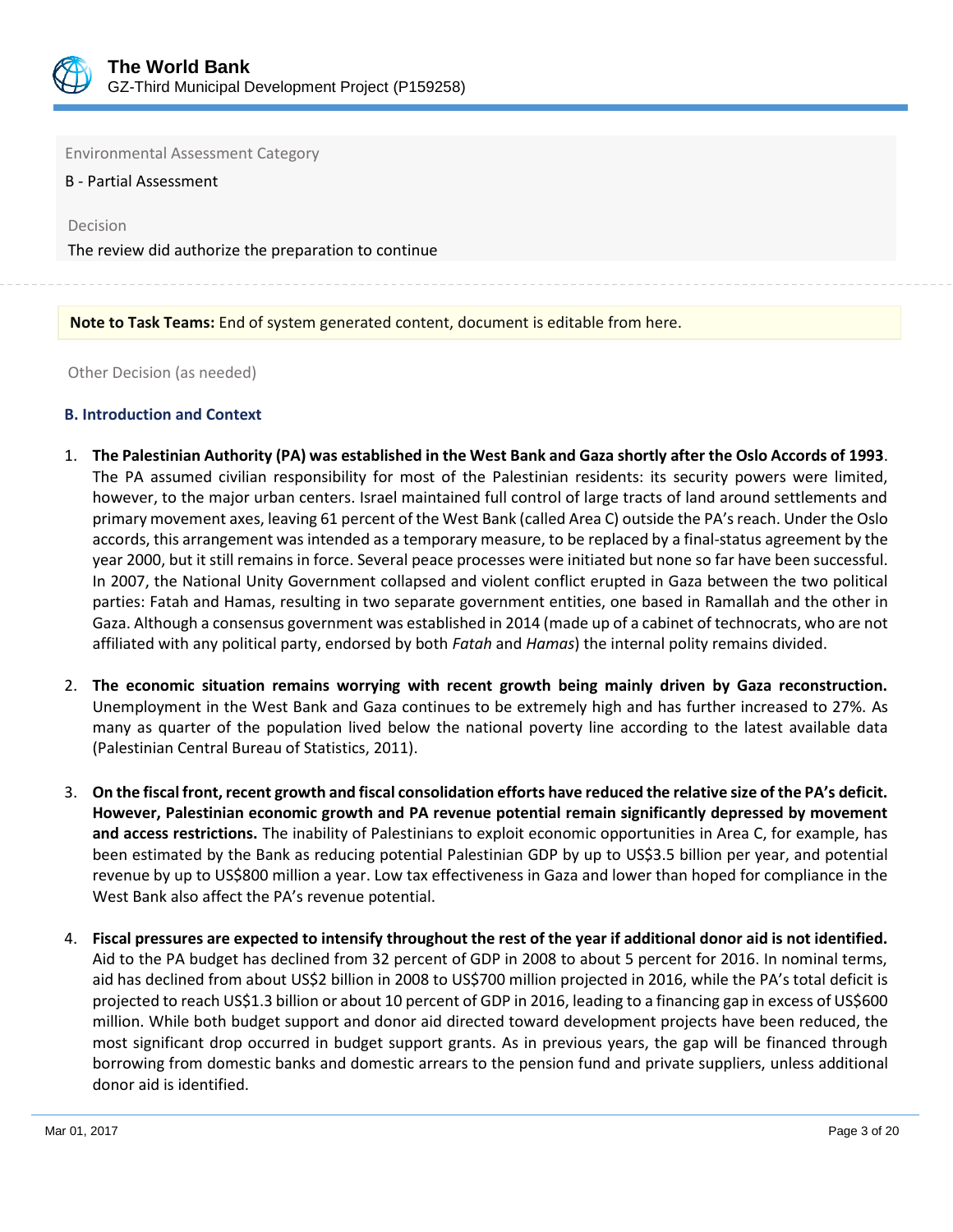Environmental Assessment Category

B - Partial Assessment

Decision

The review did authorize the preparation to continue

**Note to Task Teams:** End of system generated content, document is editable from here.

Other Decision (as needed)

### B. Introduction and Context

1. **The Palestinian Authority (PA) was established in the West Bank and Gaza shortly after the Oslo Accords of 1993**. The PA assumed civilian responsibility for most of the Palestinian residents: its security powers were limited, however, to the major urban centers. Israel maintained full control of large tracts of land around settlements and primary movement axes, leaving 61 percent of the West Bank (called Area C) outside the PA's reach. Under the Oslo accords, this arrangement was intended as a temporary measure, to be replaced by a final-status agreement by the year 2000, but it still remains in force. Several peace processes were initiated but none so far have been successful. In 2007, the National Unity Government collapsed and violent conflict erupted in Gaza between the two political parties: Fatah and Hamas, resulting in two separate government entities, one based in Ramallah and the other in Gaza. Although a consensus government was established in 2014 (made up of a cabinet of technocrats, who are not affiliated with any political party, endorsed by both *Fatah* and *Hamas*) the internal polity remains divided.

2. **The economic situation remains worrying with recent growth being mainly driven by Gaza reconstruction.** Unemployment in the West Bank and Gaza continues to be extremely high and has further increased to 27%. As many as quarter of the population lived below the national poverty line according to the latest available data (Palestinian Central Bureau of Statistics, 2011).

3. **On the fiscal front, recent growth and fiscal consolidation efforts have reduced the relative size of the PA's deficit. However, Palestinian economic growth and PA revenue potential remain significantly depressed by movement and access restrictions.** The inability of Palestinians to exploit economic opportunities in Area C, for example, has been estimated by the Bank as reducing potential Palestinian GDP by up to US$3.5 billion per year, and potential revenue by up to US$800 million a year. Low tax effectiveness in Gaza and lower than hoped for compliance in the West Bank also affect the PA's revenue potential.

4. **Fiscal pressures are expected to intensify throughout the rest of the year if additional donor aid is not identified.** Aid to the PA budget has declined from 32 percent of GDP in 2008 to about 5 percent for 2016. In nominal terms, aid has declined from about US$2 billion in 2008 to US$700 million projected in 2016, while the PA's total deficit is projected to reach US$1.3 billion or about 10 percent of GDP in 2016, leading to a financing gap in excess of US$600 million. While both budget support and donor aid directed toward development projects have been reduced, the most significant drop occurred in budget support grants. As in previous years, the gap will be financed through borrowing from domestic banks and domestic arrears to the pension fund and private suppliers, unless additional donor aid is identified.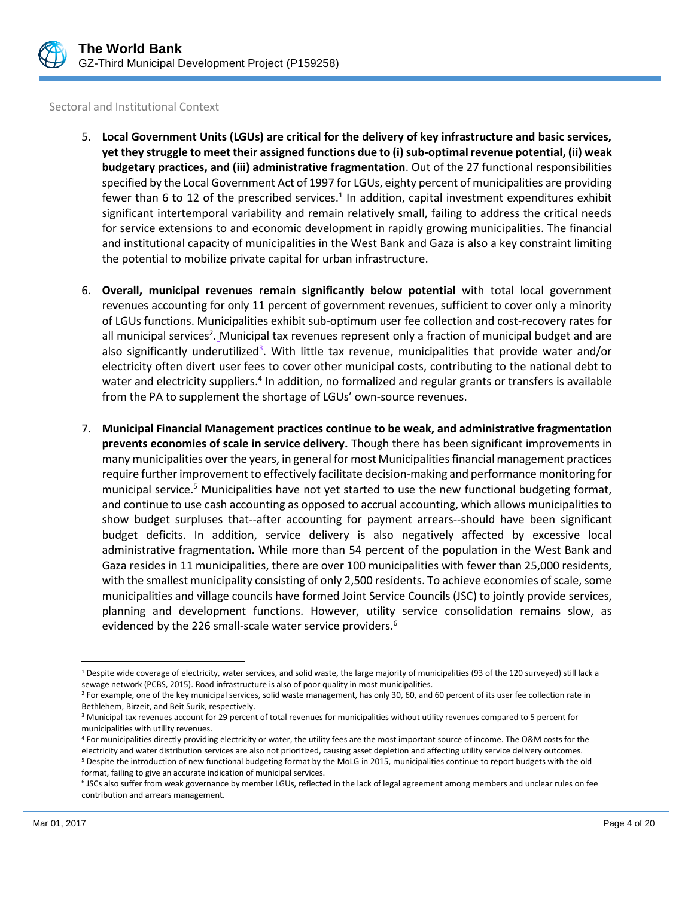Sectoral and Institutional Context

5. **Local Government Units (LGUs) are critical for the delivery of key infrastructure and basic services, yet they struggle to meet their assigned functions due to (i) sub-optimal revenue potential, (ii) weak budgetary practices, and (iii) administrative fragmentation**. Out of the 27 functional responsibilities specified by the Local Government Act of 1997 for LGUs, eighty percent of municipalities are providing fewer than 6 to 12 of the prescribed services.[1] In addition, capital investment expenditures exhibit significant intertemporal variability and remain relatively small, failing to address the critical needs for service extensions to and economic development in rapidly growing municipalities. The financial and institutional capacity of municipalities in the West Bank and Gaza is also a key constraint limiting the potential to mobilize private capital for urban infrastructure.

6. **Overall, municipal revenues remain significantly below potential** with total local government revenues accounting for only 11 percent of government revenues, sufficient to cover only a minority of LGUs functions. Municipalities exhibit sub-optimum user fee collection and cost-recovery rates for all municipal services[2]. Municipal tax revenues represent only a fraction of municipal budget and are also significantly underutilized[3]. With little tax revenue, municipalities that provide water and/or electricity often divert user fees to cover other municipal costs, contributing to the national debt to water and electricity suppliers.[4] In addition, no formalized and regular grants or transfers is available from the PA to supplement the shortage of LGUs' own-source revenues.

7. **Municipal Financial Management practices continue to be weak, and administrative fragmentation prevents economies of scale in service delivery.** Though there has been significant improvements in many municipalities over the years, in general for most Municipalities financial management practices require further improvement to effectively facilitate decision-making and performance monitoring for municipal service.[5] Municipalities have not yet started to use the new functional budgeting format, and continue to use cash accounting as opposed to accrual accounting, which allows municipalities to show budget surpluses that--after accounting for payment arrears--should have been significant budget deficits. In addition, service delivery is also negatively affected by excessive local administrative fragmentation**.** While more than 54 percent of the population in the West Bank and Gaza resides in 11 municipalities, there are over 100 municipalities with fewer than 25,000 residents, with the smallest municipality consisting of only 2,500 residents. To achieve economies of scale, some municipalities and village councils have formed Joint Service Councils (JSC) to jointly provide services, planning and development functions. However, utility service consolidation remains slow, as evidenced by the 226 small-scale water service providers.[6]

---

[1] Despite wide coverage of electricity, water services, and solid waste, the large majority of municipalities (93 of the 120 surveyed) still lack a sewage network (PCBS, 2015). Road infrastructure is also of poor quality in most municipalities.

[2] For example, one of the key municipal services, solid waste management, has only 30, 60, and 60 percent of its user fee collection rate in Bethlehem, Birzeit, and Beit Surik, respectively.

[3] Municipal tax revenues account for 29 percent of total revenues for municipalities without utility revenues compared to 5 percent for municipalities with utility revenues.

[4] For municipalities directly providing electricity or water, the utility fees are the most important source of income. The O&M costs for the electricity and water distribution services are also not prioritized, causing asset depletion and affecting utility service delivery outcomes.

[5] Despite the introduction of new functional budgeting format by the MoLG in 2015, municipalities continue to report budgets with the old format, failing to give an accurate indication of municipal services.

[6] JSCs also suffer from weak governance by member LGUs, reflected in the lack of legal agreement among members and unclear rules on fee contribution and arrears management.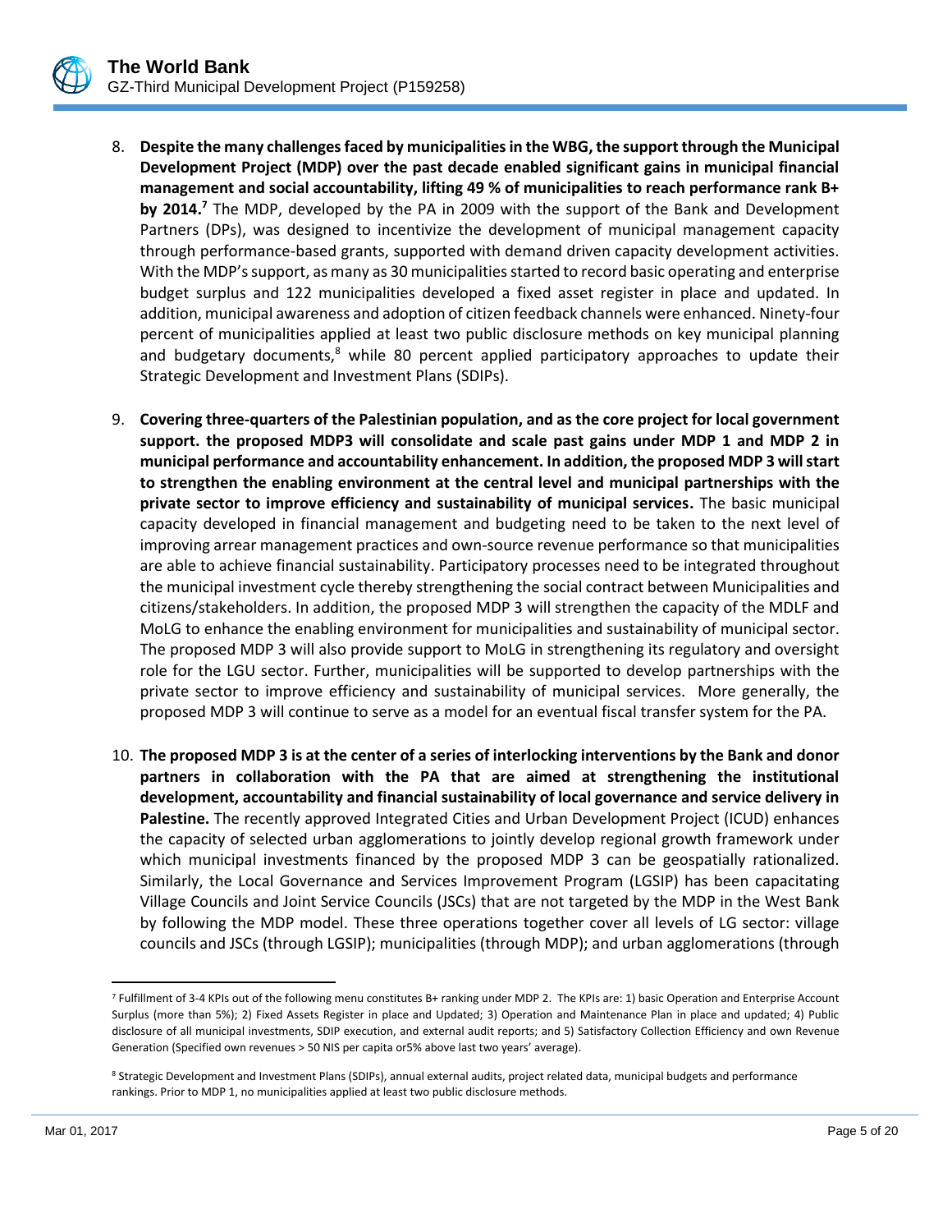8. **Despite the many challenges faced by municipalities in the WBG, the support through the Municipal Development Project (MDP) over the past decade enabled significant gains in municipal financial management and social accountability, lifting 49 % of municipalities to reach performance rank B+ by 2014.**[7] The MDP, developed by the PA in 2009 with the support of the Bank and Development Partners (DPs), was designed to incentivize the development of municipal management capacity through performance-based grants, supported with demand driven capacity development activities. With the MDP's support, as many as 30 municipalities started to record basic operating and enterprise budget surplus and 122 municipalities developed a fixed asset register in place and updated. In addition, municipal awareness and adoption of citizen feedback channels were enhanced. Ninety-four percent of municipalities applied at least two public disclosure methods on key municipal planning and budgetary documents,[8] while 80 percent applied participatory approaches to update their Strategic Development and Investment Plans (SDIPs).

9. **Covering three-quarters of the Palestinian population, and as the core project for local government support. the proposed MDP3 will consolidate and scale past gains under MDP 1 and MDP 2 in municipal performance and accountability enhancement. In addition, the proposed MDP 3 will start to strengthen the enabling environment at the central level and municipal partnerships with the private sector to improve efficiency and sustainability of municipal services.** The basic municipal capacity developed in financial management and budgeting need to be taken to the next level of improving arrear management practices and own-source revenue performance so that municipalities are able to achieve financial sustainability. Participatory processes need to be integrated throughout the municipal investment cycle thereby strengthening the social contract between Municipalities and citizens/stakeholders. In addition, the proposed MDP 3 will strengthen the capacity of the MDLF and MoLG to enhance the enabling environment for municipalities and sustainability of municipal sector. The proposed MDP 3 will also provide support to MoLG in strengthening its regulatory and oversight role for the LGU sector. Further, municipalities will be supported to develop partnerships with the private sector to improve efficiency and sustainability of municipal services. More generally, the proposed MDP 3 will continue to serve as a model for an eventual fiscal transfer system for the PA.

10. **The proposed MDP 3 is at the center of a series of interlocking interventions by the Bank and donor partners in collaboration with the PA that are aimed at strengthening the institutional development, accountability and financial sustainability of local governance and service delivery in Palestine.** The recently approved Integrated Cities and Urban Development Project (ICUD) enhances the capacity of selected urban agglomerations to jointly develop regional growth framework under which municipal investments financed by the proposed MDP 3 can be geospatially rationalized. Similarly, the Local Governance and Services Improvement Program (LGSIP) has been capacitating Village Councils and Joint Service Councils (JSCs) that are not targeted by the MDP in the West Bank by following the MDP model. These three operations together cover all levels of LG sector: village councils and JSCs (through LGSIP); municipalities (through MDP); and urban agglomerations (through

---

[7] Fulfillment of 3-4 KPIs out of the following menu constitutes B+ ranking under MDP 2. The KPIs are: 1) basic Operation and Enterprise Account Surplus (more than 5%); 2) Fixed Assets Register in place and Updated; 3) Operation and Maintenance Plan in place and updated; 4) Public disclosure of all municipal investments, SDIP execution, and external audit reports; and 5) Satisfactory Collection Efficiency and own Revenue Generation (Specified own revenues > 50 NIS per capita or5% above last two years' average).

[8] Strategic Development and Investment Plans (SDIPs), annual external audits, project related data, municipal budgets and performance rankings. Prior to MDP 1, no municipalities applied at least two public disclosure methods.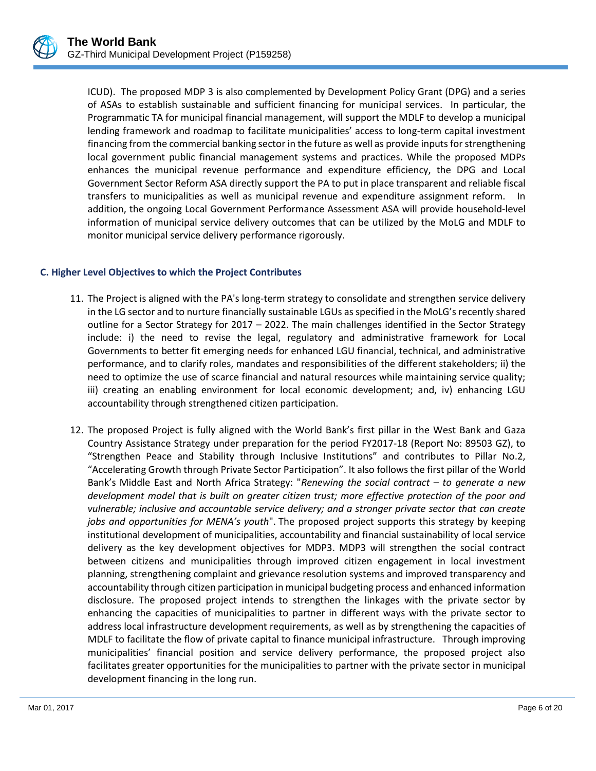ICUD). The proposed MDP 3 is also complemented by Development Policy Grant (DPG) and a series of ASAs to establish sustainable and sufficient financing for municipal services. In particular, the Programmatic TA for municipal financial management, will support the MDLF to develop a municipal lending framework and roadmap to facilitate municipalities' access to long-term capital investment financing from the commercial banking sector in the future as well as provide inputs for strengthening local government public financial management systems and practices. While the proposed MDPs enhances the municipal revenue performance and expenditure efficiency, the DPG and Local Government Sector Reform ASA directly support the PA to put in place transparent and reliable fiscal transfers to municipalities as well as municipal revenue and expenditure assignment reform. In addition, the ongoing Local Government Performance Assessment ASA will provide household-level information of municipal service delivery outcomes that can be utilized by the MoLG and MDLF to monitor municipal service delivery performance rigorously.

### C. Higher Level Objectives to which the Project Contributes

11. The Project is aligned with the PA's long-term strategy to consolidate and strengthen service delivery in the LG sector and to nurture financially sustainable LGUs as specified in the MoLG's recently shared outline for a Sector Strategy for 2017 – 2022. The main challenges identified in the Sector Strategy include: i) the need to revise the legal, regulatory and administrative framework for Local Governments to better fit emerging needs for enhanced LGU financial, technical, and administrative performance, and to clarify roles, mandates and responsibilities of the different stakeholders; ii) the need to optimize the use of scarce financial and natural resources while maintaining service quality; iii) creating an enabling environment for local economic development; and, iv) enhancing LGU accountability through strengthened citizen participation.

12. The proposed Project is fully aligned with the World Bank's first pillar in the West Bank and Gaza Country Assistance Strategy under preparation for the period FY2017-18 (Report No: 89503 GZ), to "Strengthen Peace and Stability through Inclusive Institutions" and contributes to Pillar No.2, "Accelerating Growth through Private Sector Participation". It also follows the first pillar of the World Bank's Middle East and North Africa Strategy: "*Renewing the social contract – to generate a new development model that is built on greater citizen trust; more effective protection of the poor and vulnerable; inclusive and accountable service delivery; and a stronger private sector that can create jobs and opportunities for MENA's youth*". The proposed project supports this strategy by keeping institutional development of municipalities, accountability and financial sustainability of local service delivery as the key development objectives for MDP3. MDP3 will strengthen the social contract between citizens and municipalities through improved citizen engagement in local investment planning, strengthening complaint and grievance resolution systems and improved transparency and accountability through citizen participation in municipal budgeting process and enhanced information disclosure. The proposed project intends to strengthen the linkages with the private sector by enhancing the capacities of municipalities to partner in different ways with the private sector to address local infrastructure development requirements, as well as by strengthening the capacities of MDLF to facilitate the flow of private capital to finance municipal infrastructure. Through improving municipalities' financial position and service delivery performance, the proposed project also facilitates greater opportunities for the municipalities to partner with the private sector in municipal development financing in the long run.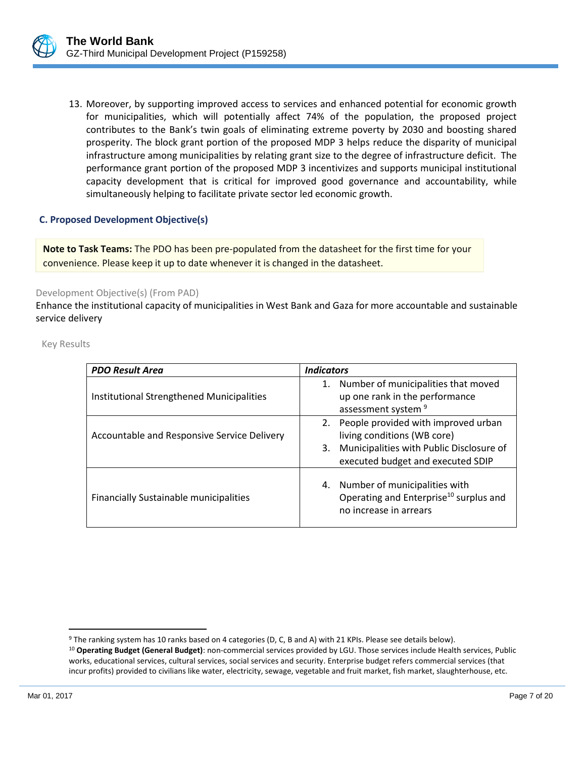13. Moreover, by supporting improved access to services and enhanced potential for economic growth for municipalities, which will potentially affect 74% of the population, the proposed project contributes to the Bank's twin goals of eliminating extreme poverty by 2030 and boosting shared prosperity. The block grant portion of the proposed MDP 3 helps reduce the disparity of municipal infrastructure among municipalities by relating grant size to the degree of infrastructure deficit. The performance grant portion of the proposed MDP 3 incentivizes and supports municipal institutional capacity development that is critical for improved good governance and accountability, while simultaneously helping to facilitate private sector led economic growth.

### C. Proposed Development Objective(s)

**Note to Task Teams:** The PDO has been pre-populated from the datasheet for the first time for your convenience. Please keep it up to date whenever it is changed in the datasheet.

Development Objective(s) (From PAD)

Enhance the institutional capacity of municipalities in West Bank and Gaza for more accountable and sustainable service delivery

Key Results

| ***PDO Result Area*** | ***Indicators*** |
|---|---|
| Institutional Strengthened Municipalities | 1. Number of municipalities that moved up one rank in the performance assessment system [9] |
| Accountable and Responsive Service Delivery | 2. People provided with improved urban living conditions (WB core)<br>3. Municipalities with Public Disclosure of executed budget and executed SDIP |
| Financially Sustainable municipalities | 4. Number of municipalities with Operating and Enterprise[10] surplus and no increase in arrears |

[9] The ranking system has 10 ranks based on 4 categories (D, C, B and A) with 21 KPIs. Please see details below).

[10] **Operating Budget (General Budget)**: non-commercial services provided by LGU. Those services include Health services, Public works, educational services, cultural services, social services and security. Enterprise budget refers commercial services (that incur profits) provided to civilians like water, electricity, sewage, vegetable and fruit market, fish market, slaughterhouse, etc.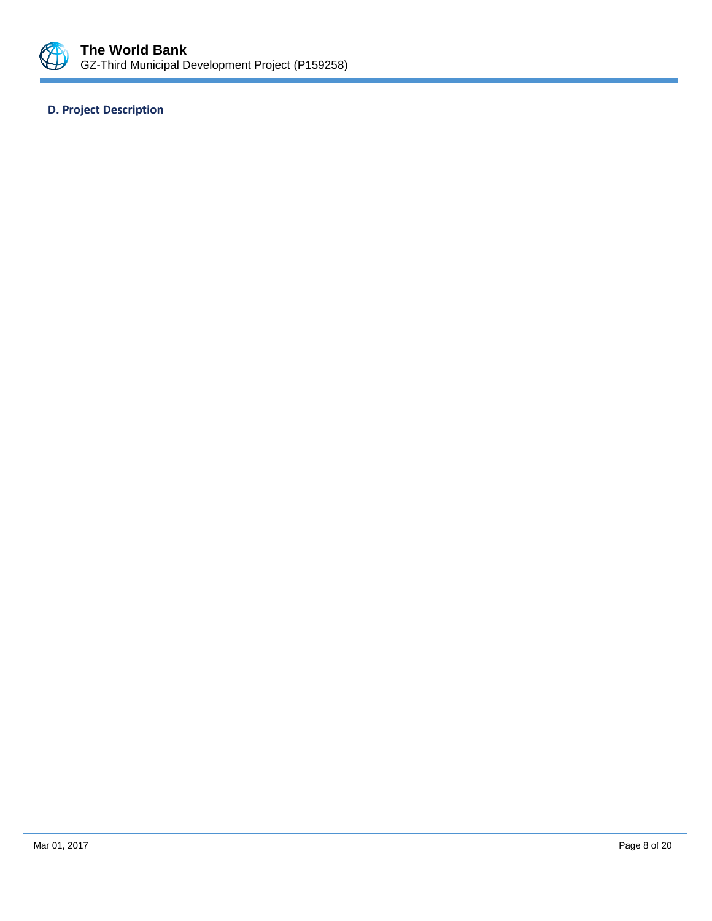### D. Project Description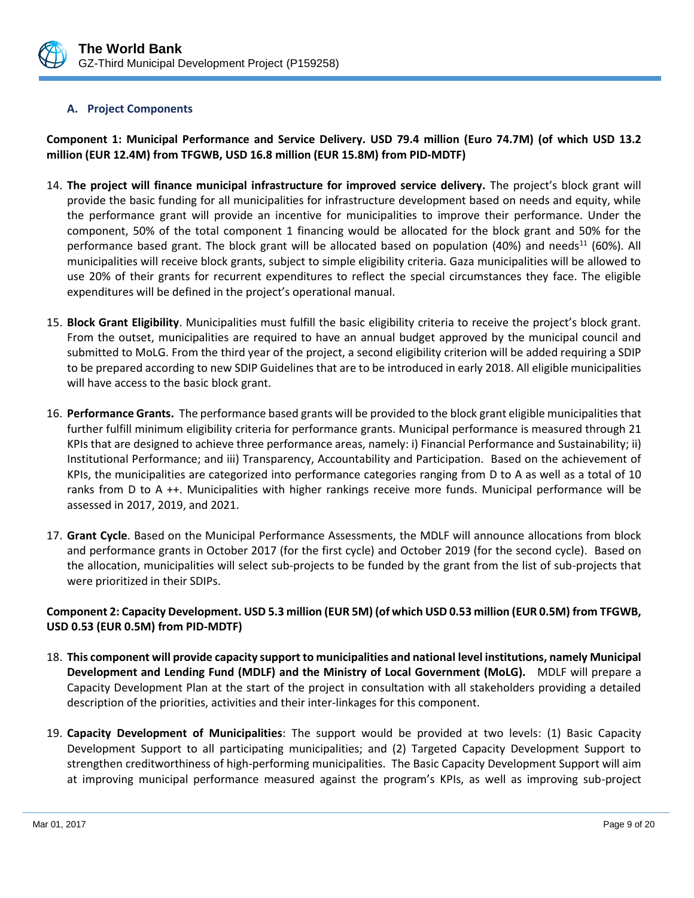### A. Project Components

**Component 1: Municipal Performance and Service Delivery. USD 79.4 million (Euro 74.7M) (of which USD 13.2 million (EUR 12.4M) from TFGWB, USD 16.8 million (EUR 15.8M) from PID-MDTF)**

14. **The project will finance municipal infrastructure for improved service delivery.** The project's block grant will provide the basic funding for all municipalities for infrastructure development based on needs and equity, while the performance grant will provide an incentive for municipalities to improve their performance. Under the component, 50% of the total component 1 financing would be allocated for the block grant and 50% for the performance based grant. The block grant will be allocated based on population (40%) and needs[11] (60%). All municipalities will receive block grants, subject to simple eligibility criteria. Gaza municipalities will be allowed to use 20% of their grants for recurrent expenditures to reflect the special circumstances they face. The eligible expenditures will be defined in the project's operational manual.

15. **Block Grant Eligibility**. Municipalities must fulfill the basic eligibility criteria to receive the project's block grant. From the outset, municipalities are required to have an annual budget approved by the municipal council and submitted to MoLG. From the third year of the project, a second eligibility criterion will be added requiring a SDIP to be prepared according to new SDIP Guidelines that are to be introduced in early 2018. All eligible municipalities will have access to the basic block grant.

16. **Performance Grants.** The performance based grants will be provided to the block grant eligible municipalities that further fulfill minimum eligibility criteria for performance grants. Municipal performance is measured through 21 KPIs that are designed to achieve three performance areas, namely: i) Financial Performance and Sustainability; ii) Institutional Performance; and iii) Transparency, Accountability and Participation. Based on the achievement of KPIs, the municipalities are categorized into performance categories ranging from D to A as well as a total of 10 ranks from D to A ++. Municipalities with higher rankings receive more funds. Municipal performance will be assessed in 2017, 2019, and 2021.

17. **Grant Cycle**. Based on the Municipal Performance Assessments, the MDLF will announce allocations from block and performance grants in October 2017 (for the first cycle) and October 2019 (for the second cycle). Based on the allocation, municipalities will select sub-projects to be funded by the grant from the list of sub-projects that were prioritized in their SDIPs.

**Component 2: Capacity Development. USD 5.3 million (EUR 5M) (of which USD 0.53 million (EUR 0.5M) from TFGWB, USD 0.53 (EUR 0.5M) from PID-MDTF)**

18. **This component will provide capacity support to municipalities and national level institutions, namely Municipal Development and Lending Fund (MDLF) and the Ministry of Local Government (MoLG).** MDLF will prepare a Capacity Development Plan at the start of the project in consultation with all stakeholders providing a detailed description of the priorities, activities and their inter-linkages for this component.

19. **Capacity Development of Municipalities**: The support would be provided at two levels: (1) Basic Capacity Development Support to all participating municipalities; and (2) Targeted Capacity Development Support to strengthen creditworthiness of high-performing municipalities. The Basic Capacity Development Support will aim at improving municipal performance measured against the program's KPIs, as well as improving sub-project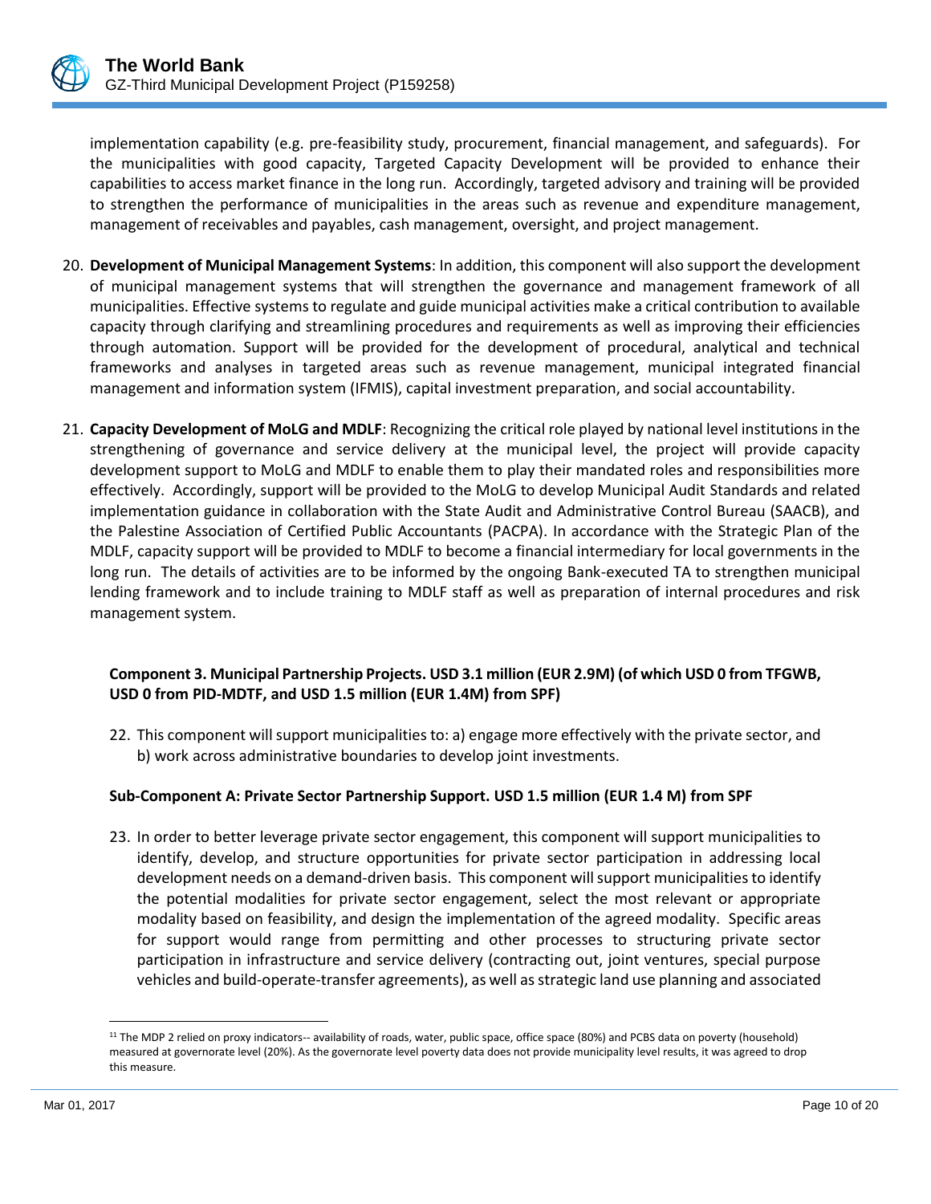implementation capability (e.g. pre-feasibility study, procurement, financial management, and safeguards). For the municipalities with good capacity, Targeted Capacity Development will be provided to enhance their capabilities to access market finance in the long run. Accordingly, targeted advisory and training will be provided to strengthen the performance of municipalities in the areas such as revenue and expenditure management, management of receivables and payables, cash management, oversight, and project management.

20. **Development of Municipal Management Systems**: In addition, this component will also support the development of municipal management systems that will strengthen the governance and management framework of all municipalities. Effective systems to regulate and guide municipal activities make a critical contribution to available capacity through clarifying and streamlining procedures and requirements as well as improving their efficiencies through automation. Support will be provided for the development of procedural, analytical and technical frameworks and analyses in targeted areas such as revenue management, municipal integrated financial management and information system (IFMIS), capital investment preparation, and social accountability.

21. **Capacity Development of MoLG and MDLF**: Recognizing the critical role played by national level institutions in the strengthening of governance and service delivery at the municipal level, the project will provide capacity development support to MoLG and MDLF to enable them to play their mandated roles and responsibilities more effectively. Accordingly, support will be provided to the MoLG to develop Municipal Audit Standards and related implementation guidance in collaboration with the State Audit and Administrative Control Bureau (SAACB), and the Palestine Association of Certified Public Accountants (PACPA). In accordance with the Strategic Plan of the MDLF, capacity support will be provided to MDLF to become a financial intermediary for local governments in the long run. The details of activities are to be informed by the ongoing Bank-executed TA to strengthen municipal lending framework and to include training to MDLF staff as well as preparation of internal procedures and risk management system.

### Component 3. Municipal Partnership Projects. USD 3.1 million (EUR 2.9M) (of which USD 0 from TFGWB, USD 0 from PID-MDTF, and USD 1.5 million (EUR 1.4M) from SPF)

22. This component will support municipalities to: a) engage more effectively with the private sector, and b) work across administrative boundaries to develop joint investments.

#### Sub-Component A: Private Sector Partnership Support. USD 1.5 million (EUR 1.4 M) from SPF

23. In order to better leverage private sector engagement, this component will support municipalities to identify, develop, and structure opportunities for private sector participation in addressing local development needs on a demand-driven basis. This component will support municipalities to identify the potential modalities for private sector engagement, select the most relevant or appropriate modality based on feasibility, and design the implementation of the agreed modality. Specific areas for support would range from permitting and other processes to structuring private sector participation in infrastructure and service delivery (contracting out, joint ventures, special purpose vehicles and build-operate-transfer agreements), as well as strategic land use planning and associated

---

[11] The MDP 2 relied on proxy indicators-- availability of roads, water, public space, office space (80%) and PCBS data on poverty (household) measured at governorate level (20%). As the governorate level poverty data does not provide municipality level results, it was agreed to drop this measure.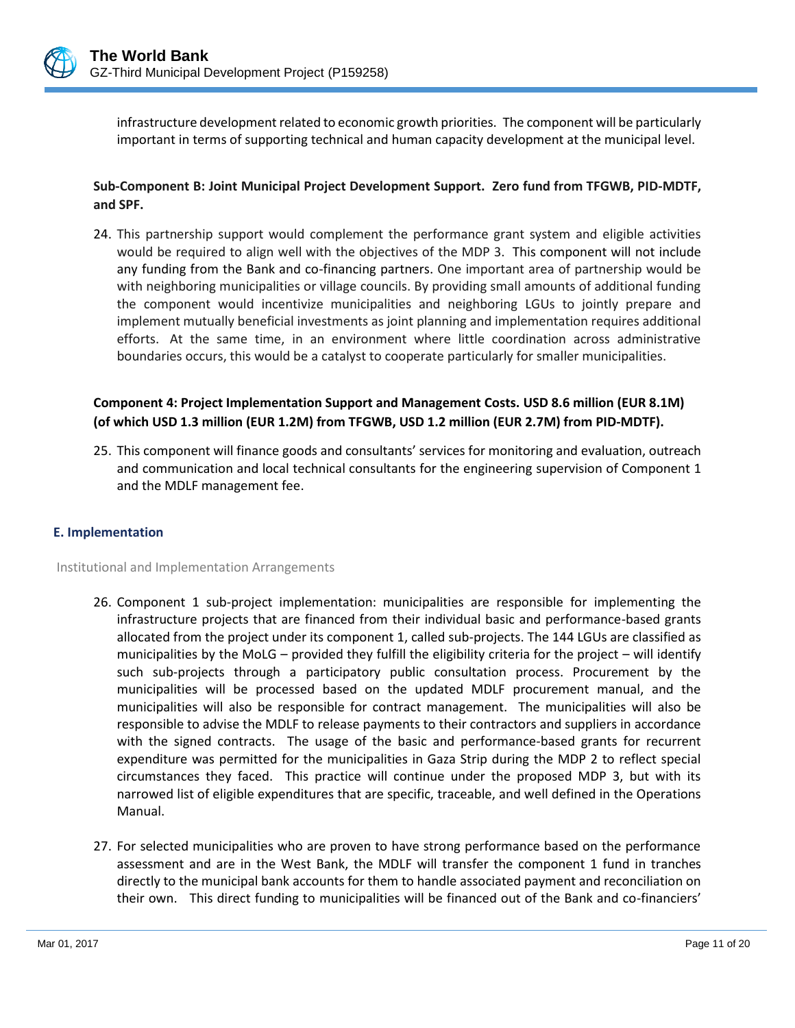infrastructure development related to economic growth priorities. The component will be particularly important in terms of supporting technical and human capacity development at the municipal level.

**Sub-Component B: Joint Municipal Project Development Support. Zero fund from TFGWB, PID-MDTF, and SPF.**

24. This partnership support would complement the performance grant system and eligible activities would be required to align well with the objectives of the MDP 3. This component will not include any funding from the Bank and co-financing partners. One important area of partnership would be with neighboring municipalities or village councils. By providing small amounts of additional funding the component would incentivize municipalities and neighboring LGUs to jointly prepare and implement mutually beneficial investments as joint planning and implementation requires additional efforts. At the same time, in an environment where little coordination across administrative boundaries occurs, this would be a catalyst to cooperate particularly for smaller municipalities.

**Component 4: Project Implementation Support and Management Costs. USD 8.6 million (EUR 8.1M) (of which USD 1.3 million (EUR 1.2M) from TFGWB, USD 1.2 million (EUR 2.7M) from PID-MDTF).**

25. This component will finance goods and consultants' services for monitoring and evaluation, outreach and communication and local technical consultants for the engineering supervision of Component 1 and the MDLF management fee.

### E. Implementation

Institutional and Implementation Arrangements

26. Component 1 sub-project implementation: municipalities are responsible for implementing the infrastructure projects that are financed from their individual basic and performance-based grants allocated from the project under its component 1, called sub-projects. The 144 LGUs are classified as municipalities by the MoLG – provided they fulfill the eligibility criteria for the project – will identify such sub-projects through a participatory public consultation process. Procurement by the municipalities will be processed based on the updated MDLF procurement manual, and the municipalities will also be responsible for contract management. The municipalities will also be responsible to advise the MDLF to release payments to their contractors and suppliers in accordance with the signed contracts. The usage of the basic and performance-based grants for recurrent expenditure was permitted for the municipalities in Gaza Strip during the MDP 2 to reflect special circumstances they faced. This practice will continue under the proposed MDP 3, but with its narrowed list of eligible expenditures that are specific, traceable, and well defined in the Operations Manual.

27. For selected municipalities who are proven to have strong performance based on the performance assessment and are in the West Bank, the MDLF will transfer the component 1 fund in tranches directly to the municipal bank accounts for them to handle associated payment and reconciliation on their own. This direct funding to municipalities will be financed out of the Bank and co-financiers'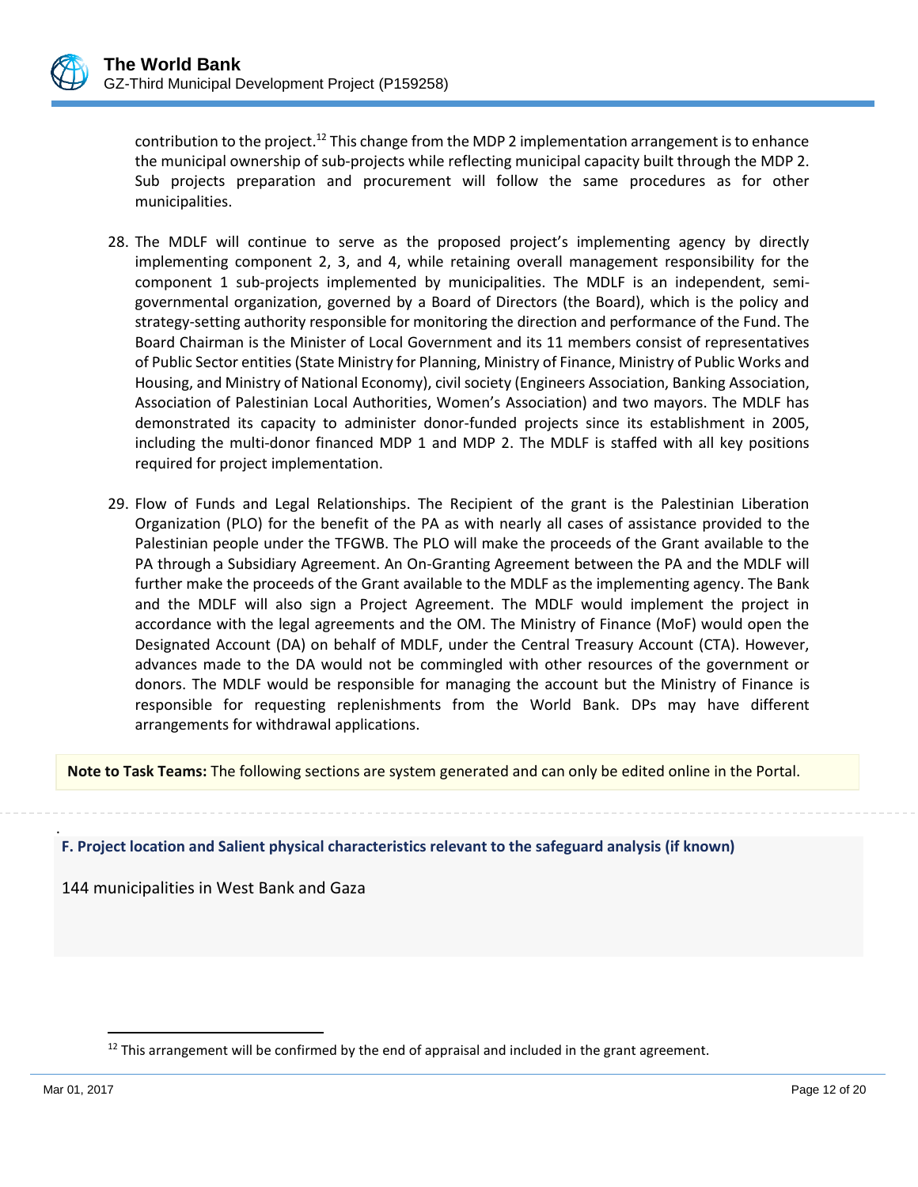contribution to the project.[12] This change from the MDP 2 implementation arrangement is to enhance the municipal ownership of sub-projects while reflecting municipal capacity built through the MDP 2. Sub projects preparation and procurement will follow the same procedures as for other municipalities.

28. The MDLF will continue to serve as the proposed project's implementing agency by directly implementing component 2, 3, and 4, while retaining overall management responsibility for the component 1 sub-projects implemented by municipalities. The MDLF is an independent, semi-governmental organization, governed by a Board of Directors (the Board), which is the policy and strategy-setting authority responsible for monitoring the direction and performance of the Fund. The Board Chairman is the Minister of Local Government and its 11 members consist of representatives of Public Sector entities (State Ministry for Planning, Ministry of Finance, Ministry of Public Works and Housing, and Ministry of National Economy), civil society (Engineers Association, Banking Association, Association of Palestinian Local Authorities, Women's Association) and two mayors. The MDLF has demonstrated its capacity to administer donor-funded projects since its establishment in 2005, including the multi-donor financed MDP 1 and MDP 2. The MDLF is staffed with all key positions required for project implementation.

29. Flow of Funds and Legal Relationships. The Recipient of the grant is the Palestinian Liberation Organization (PLO) for the benefit of the PA as with nearly all cases of assistance provided to the Palestinian people under the TFGWB. The PLO will make the proceeds of the Grant available to the PA through a Subsidiary Agreement. An On-Granting Agreement between the PA and the MDLF will further make the proceeds of the Grant available to the MDLF as the implementing agency. The Bank and the MDLF will also sign a Project Agreement. The MDLF would implement the project in accordance with the legal agreements and the OM. The Ministry of Finance (MoF) would open the Designated Account (DA) on behalf of MDLF, under the Central Treasury Account (CTA). However, advances made to the DA would not be commingled with other resources of the government or donors. The MDLF would be responsible for managing the account but the Ministry of Finance is responsible for requesting replenishments from the World Bank. DPs may have different arrangements for withdrawal applications.

**Note to Task Teams:** The following sections are system generated and can only be edited online in the Portal.

**F. Project location and Salient physical characteristics relevant to the safeguard analysis (if known)**

144 municipalities in West Bank and Gaza

[12] This arrangement will be confirmed by the end of appraisal and included in the grant agreement.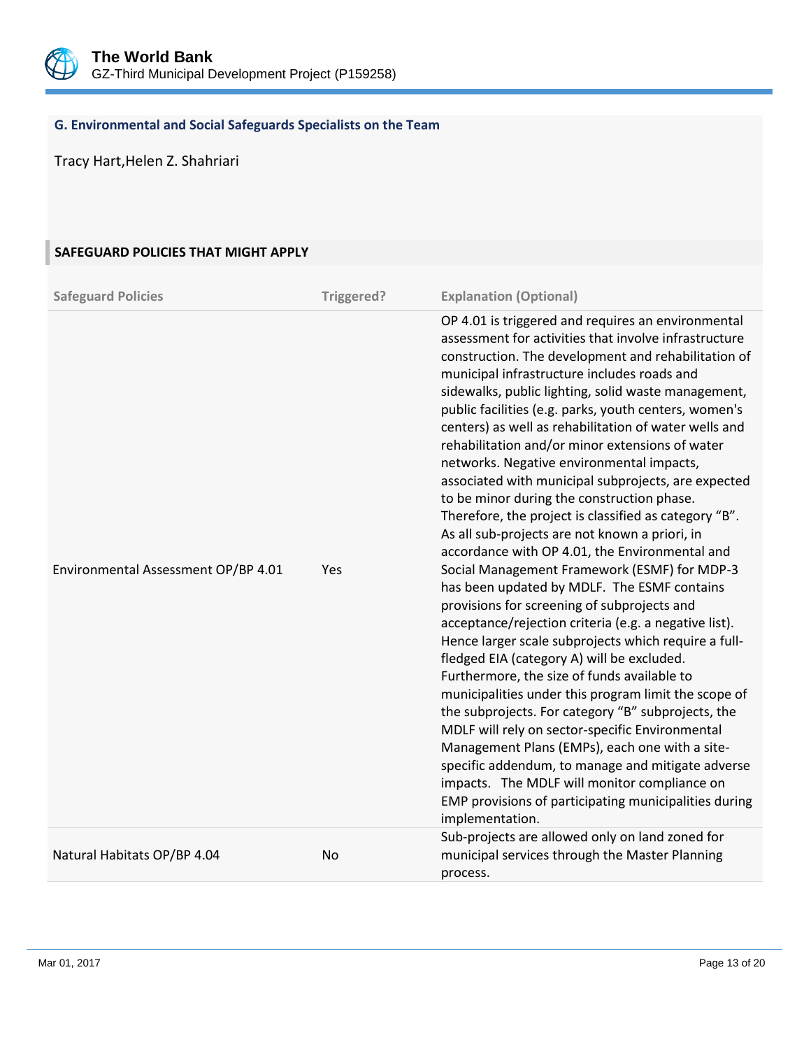### G. Environmental and Social Safeguards Specialists on the Team

Tracy Hart,Helen Z. Shahriari

## SAFEGUARD POLICIES THAT MIGHT APPLY

| Safeguard Policies | Triggered? | Explanation (Optional) |
|---|---|---|
| Environmental Assessment OP/BP 4.01 | Yes | OP 4.01 is triggered and requires an environmental assessment for activities that involve infrastructure construction. The development and rehabilitation of municipal infrastructure includes roads and sidewalks, public lighting, solid waste management, public facilities (e.g. parks, youth centers, women's centers) as well as rehabilitation of water wells and rehabilitation and/or minor extensions of water networks. Negative environmental impacts, associated with municipal subprojects, are expected to be minor during the construction phase. Therefore, the project is classified as category "B". As all sub-projects are not known a priori, in accordance with OP 4.01, the Environmental and Social Management Framework (ESMF) for MDP-3 has been updated by MDLF. The ESMF contains provisions for screening of subprojects and acceptance/rejection criteria (e.g. a negative list). Hence larger scale subprojects which require a full-fledged EIA (category A) will be excluded. Furthermore, the size of funds available to municipalities under this program limit the scope of the subprojects. For category "B" subprojects, the MDLF will rely on sector-specific Environmental Management Plans (EMPs), each one with a site-specific addendum, to manage and mitigate adverse impacts. The MDLF will monitor compliance on EMP provisions of participating municipalities during implementation. |
| Natural Habitats OP/BP 4.04 | No | Sub-projects are allowed only on land zoned for municipal services through the Master Planning process. |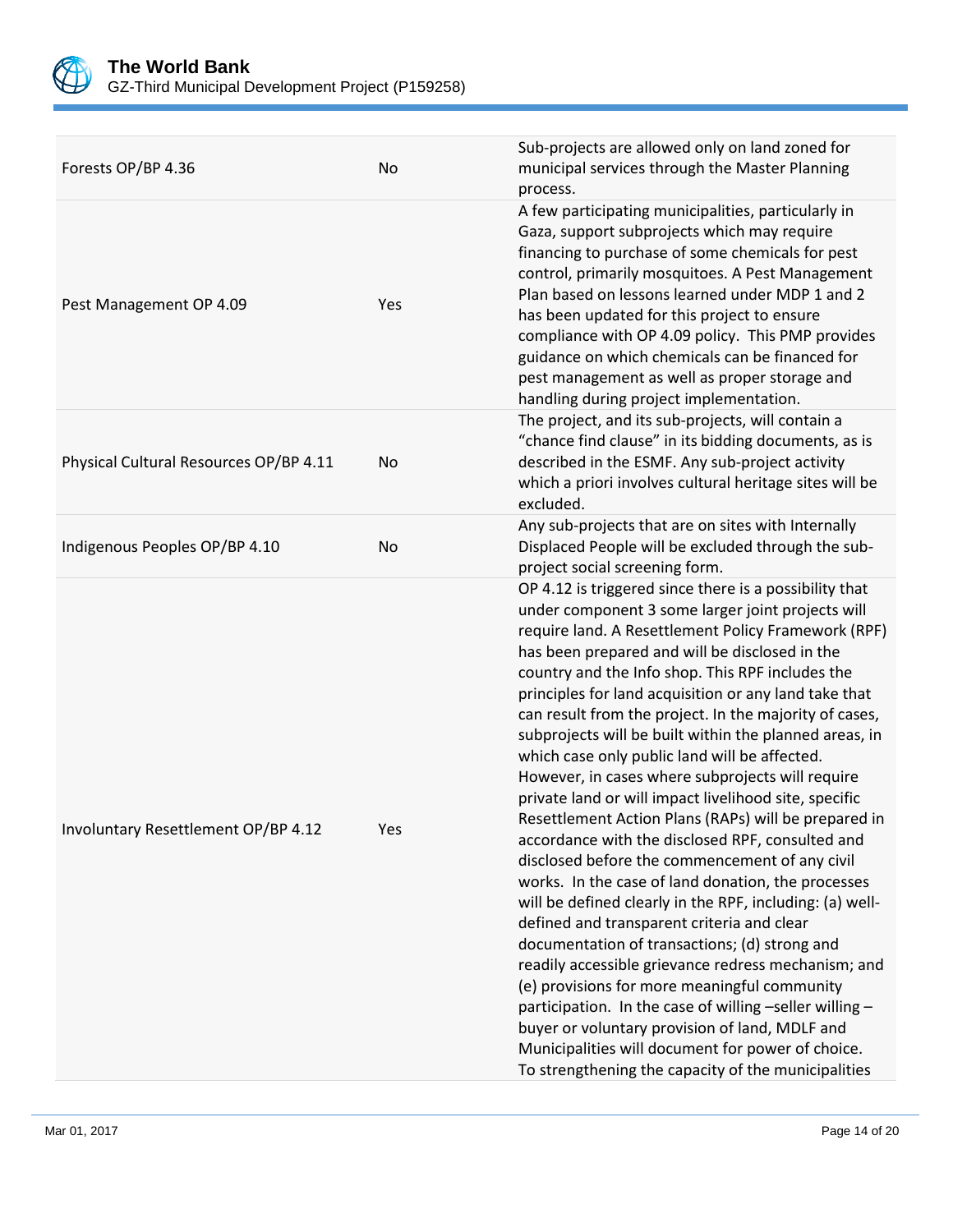| | | |
|---|---|---|
| Forests OP/BP 4.36 | No | Sub-projects are allowed only on land zoned for municipal services through the Master Planning process. |
| Pest Management OP 4.09 | Yes | A few participating municipalities, particularly in Gaza, support subprojects which may require financing to purchase of some chemicals for pest control, primarily mosquitoes. A Pest Management Plan based on lessons learned under MDP 1 and 2 has been updated for this project to ensure compliance with OP 4.09 policy. This PMP provides guidance on which chemicals can be financed for pest management as well as proper storage and handling during project implementation. |
| Physical Cultural Resources OP/BP 4.11 | No | The project, and its sub-projects, will contain a "chance find clause" in its bidding documents, as is described in the ESMF. Any sub-project activity which a priori involves cultural heritage sites will be excluded. |
| Indigenous Peoples OP/BP 4.10 | No | Any sub-projects that are on sites with Internally Displaced People will be excluded through the sub-project social screening form. |
| Involuntary Resettlement OP/BP 4.12 | Yes | OP 4.12 is triggered since there is a possibility that under component 3 some larger joint projects will require land. A Resettlement Policy Framework (RPF) has been prepared and will be disclosed in the country and the Info shop. This RPF includes the principles for land acquisition or any land take that can result from the project. In the majority of cases, subprojects will be built within the planned areas, in which case only public land will be affected. However, in cases where subprojects will require private land or will impact livelihood site, specific Resettlement Action Plans (RAPs) will be prepared in accordance with the disclosed RPF, consulted and disclosed before the commencement of any civil works. In the case of land donation, the processes will be defined clearly in the RPF, including: (a) well-defined and transparent criteria and clear documentation of transactions; (d) strong and readily accessible grievance redress mechanism; and (e) provisions for more meaningful community participation. In the case of willing –seller willing –buyer or voluntary provision of land, MDLF and Municipalities will document for power of choice. To strengthening the capacity of the municipalities |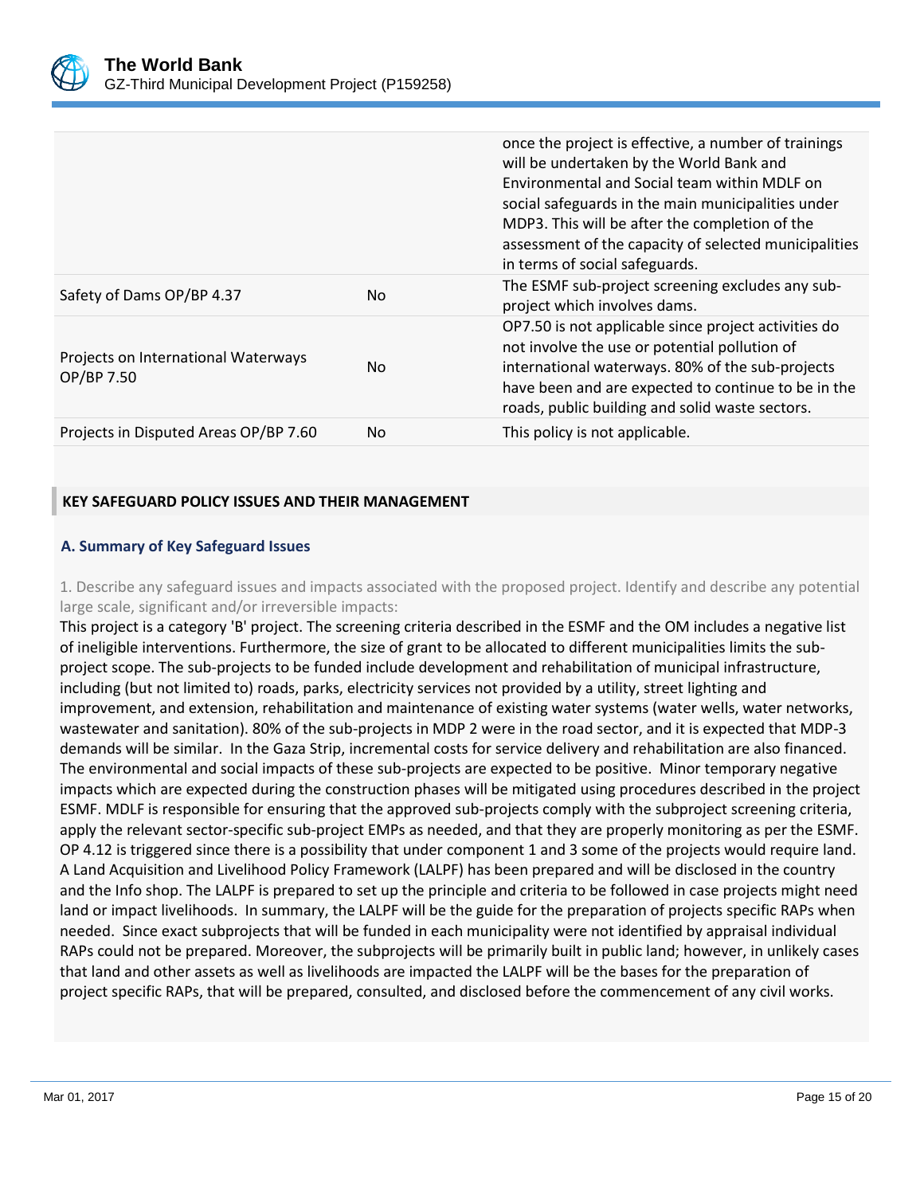| | | |
|---|---|---|
| | | once the project is effective, a number of trainings will be undertaken by the World Bank and Environmental and Social team within MDLF on social safeguards in the main municipalities under MDP3. This will be after the completion of the assessment of the capacity of selected municipalities in terms of social safeguards. |
| Safety of Dams OP/BP 4.37 | No | The ESMF sub-project screening excludes any sub-project which involves dams. |
| Projects on International Waterways OP/BP 7.50 | No | OP7.50 is not applicable since project activities do not involve the use or potential pollution of international waterways. 80% of the sub-projects have been and are expected to continue to be in the roads, public building and solid waste sectors. |
| Projects in Disputed Areas OP/BP 7.60 | No | This policy is not applicable. |

## KEY SAFEGUARD POLICY ISSUES AND THEIR MANAGEMENT

### A. Summary of Key Safeguard Issues

1. Describe any safeguard issues and impacts associated with the proposed project. Identify and describe any potential large scale, significant and/or irreversible impacts:

This project is a category 'B' project. The screening criteria described in the ESMF and the OM includes a negative list of ineligible interventions. Furthermore, the size of grant to be allocated to different municipalities limits the sub-project scope. The sub-projects to be funded include development and rehabilitation of municipal infrastructure, including (but not limited to) roads, parks, electricity services not provided by a utility, street lighting and improvement, and extension, rehabilitation and maintenance of existing water systems (water wells, water networks, wastewater and sanitation). 80% of the sub-projects in MDP 2 were in the road sector, and it is expected that MDP-3 demands will be similar. In the Gaza Strip, incremental costs for service delivery and rehabilitation are also financed. The environmental and social impacts of these sub-projects are expected to be positive. Minor temporary negative impacts which are expected during the construction phases will be mitigated using procedures described in the project ESMF. MDLF is responsible for ensuring that the approved sub-projects comply with the subproject screening criteria, apply the relevant sector-specific sub-project EMPs as needed, and that they are properly monitoring as per the ESMF. OP 4.12 is triggered since there is a possibility that under component 1 and 3 some of the projects would require land. A Land Acquisition and Livelihood Policy Framework (LALPF) has been prepared and will be disclosed in the country and the Info shop. The LALPF is prepared to set up the principle and criteria to be followed in case projects might need land or impact livelihoods. In summary, the LALPF will be the guide for the preparation of projects specific RAPs when needed. Since exact subprojects that will be funded in each municipality were not identified by appraisal individual RAPs could not be prepared. Moreover, the subprojects will be primarily built in public land; however, in unlikely cases that land and other assets as well as livelihoods are impacted the LALPF will be the bases for the preparation of project specific RAPs, that will be prepared, consulted, and disclosed before the commencement of any civil works.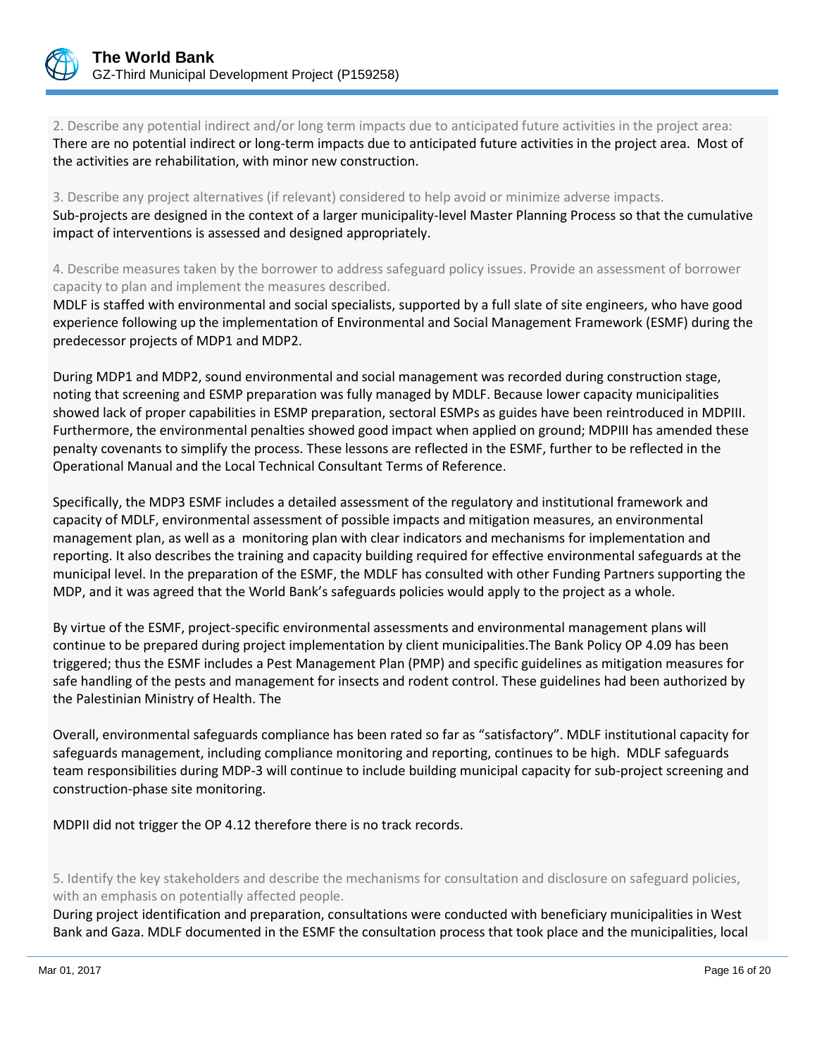2. Describe any potential indirect and/or long term impacts due to anticipated future activities in the project area:

There are no potential indirect or long-term impacts due to anticipated future activities in the project area. Most of the activities are rehabilitation, with minor new construction.

3. Describe any project alternatives (if relevant) considered to help avoid or minimize adverse impacts.

Sub-projects are designed in the context of a larger municipality-level Master Planning Process so that the cumulative impact of interventions is assessed and designed appropriately.

4. Describe measures taken by the borrower to address safeguard policy issues. Provide an assessment of borrower capacity to plan and implement the measures described.

MDLF is staffed with environmental and social specialists, supported by a full slate of site engineers, who have good experience following up the implementation of Environmental and Social Management Framework (ESMF) during the predecessor projects of MDP1 and MDP2.

During MDP1 and MDP2, sound environmental and social management was recorded during construction stage, noting that screening and ESMP preparation was fully managed by MDLF. Because lower capacity municipalities showed lack of proper capabilities in ESMP preparation, sectoral ESMPs as guides have been reintroduced in MDPIII. Furthermore, the environmental penalties showed good impact when applied on ground; MDPIII has amended these penalty covenants to simplify the process. These lessons are reflected in the ESMF, further to be reflected in the Operational Manual and the Local Technical Consultant Terms of Reference.

Specifically, the MDP3 ESMF includes a detailed assessment of the regulatory and institutional framework and capacity of MDLF, environmental assessment of possible impacts and mitigation measures, an environmental management plan, as well as a monitoring plan with clear indicators and mechanisms for implementation and reporting. It also describes the training and capacity building required for effective environmental safeguards at the municipal level. In the preparation of the ESMF, the MDLF has consulted with other Funding Partners supporting the MDP, and it was agreed that the World Bank's safeguards policies would apply to the project as a whole.

By virtue of the ESMF, project-specific environmental assessments and environmental management plans will continue to be prepared during project implementation by client municipalities.The Bank Policy OP 4.09 has been triggered; thus the ESMF includes a Pest Management Plan (PMP) and specific guidelines as mitigation measures for safe handling of the pests and management for insects and rodent control. These guidelines had been authorized by the Palestinian Ministry of Health. The

Overall, environmental safeguards compliance has been rated so far as "satisfactory". MDLF institutional capacity for safeguards management, including compliance monitoring and reporting, continues to be high. MDLF safeguards team responsibilities during MDP-3 will continue to include building municipal capacity for sub-project screening and construction-phase site monitoring.

MDPII did not trigger the OP 4.12 therefore there is no track records.

5. Identify the key stakeholders and describe the mechanisms for consultation and disclosure on safeguard policies, with an emphasis on potentially affected people.

During project identification and preparation, consultations were conducted with beneficiary municipalities in West Bank and Gaza. MDLF documented in the ESMF the consultation process that took place and the municipalities, local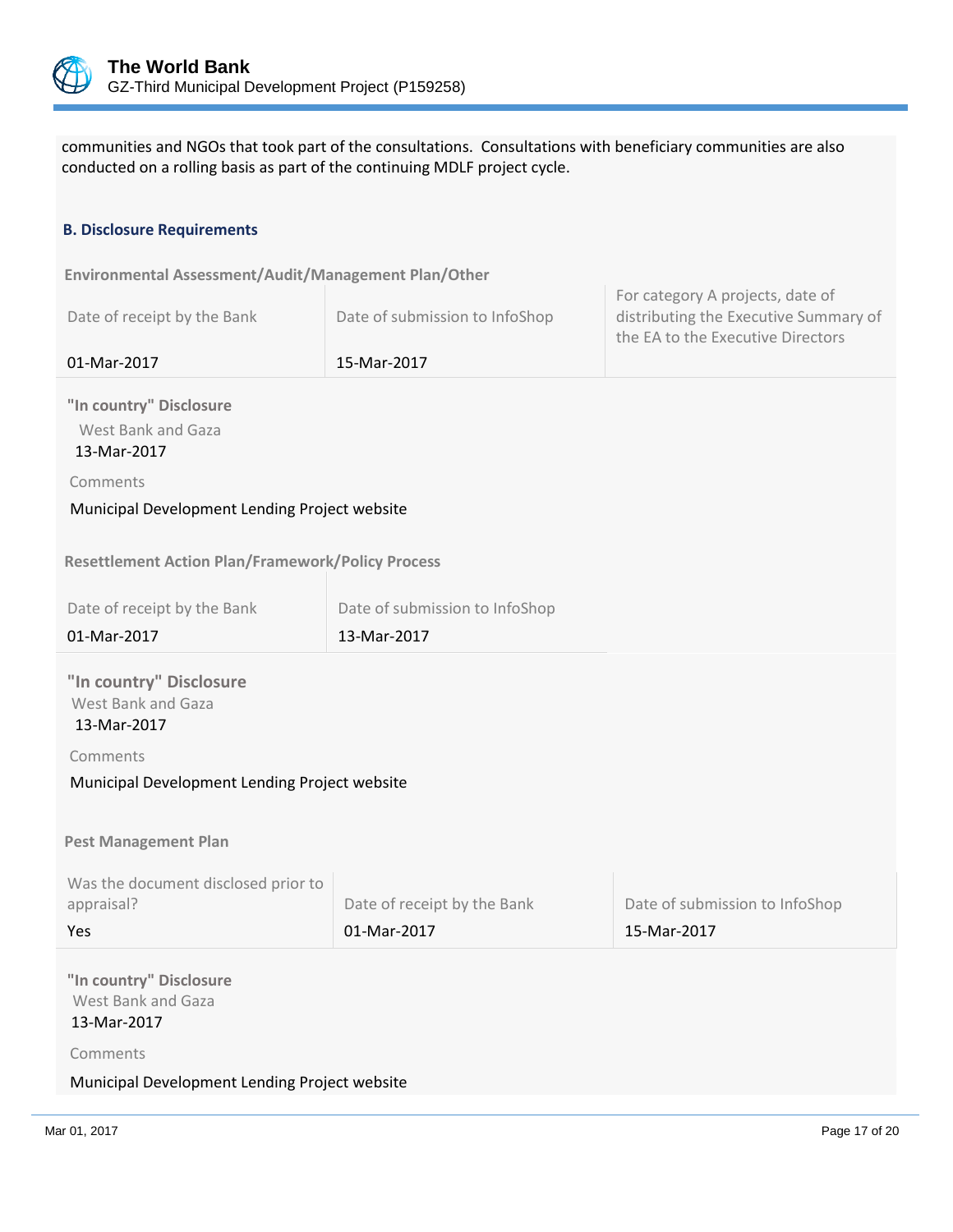communities and NGOs that took part of the consultations. Consultations with beneficiary communities are also conducted on a rolling basis as part of the continuing MDLF project cycle.

### B. Disclosure Requirements

**Environmental Assessment/Audit/Management Plan/Other**

| Date of receipt by the Bank | Date of submission to InfoShop | For category A projects, date of distributing the Executive Summary of the EA to the Executive Directors |
|---|---|---|
| 01-Mar-2017 | 15-Mar-2017 | |

**"In country" Disclosure**

West Bank and Gaza
13-Mar-2017

Comments

Municipal Development Lending Project website

**Resettlement Action Plan/Framework/Policy Process**

| Date of receipt by the Bank | Date of submission to InfoShop |
|---|---|
| 01-Mar-2017 | 13-Mar-2017 |

**"In country" Disclosure**

West Bank and Gaza
13-Mar-2017

Comments

Municipal Development Lending Project website

**Pest Management Plan**

| Was the document disclosed prior to appraisal? | Date of receipt by the Bank | Date of submission to InfoShop |
|---|---|---|
| Yes | 01-Mar-2017 | 15-Mar-2017 |

**"In country" Disclosure**

West Bank and Gaza
13-Mar-2017

Comments

Municipal Development Lending Project website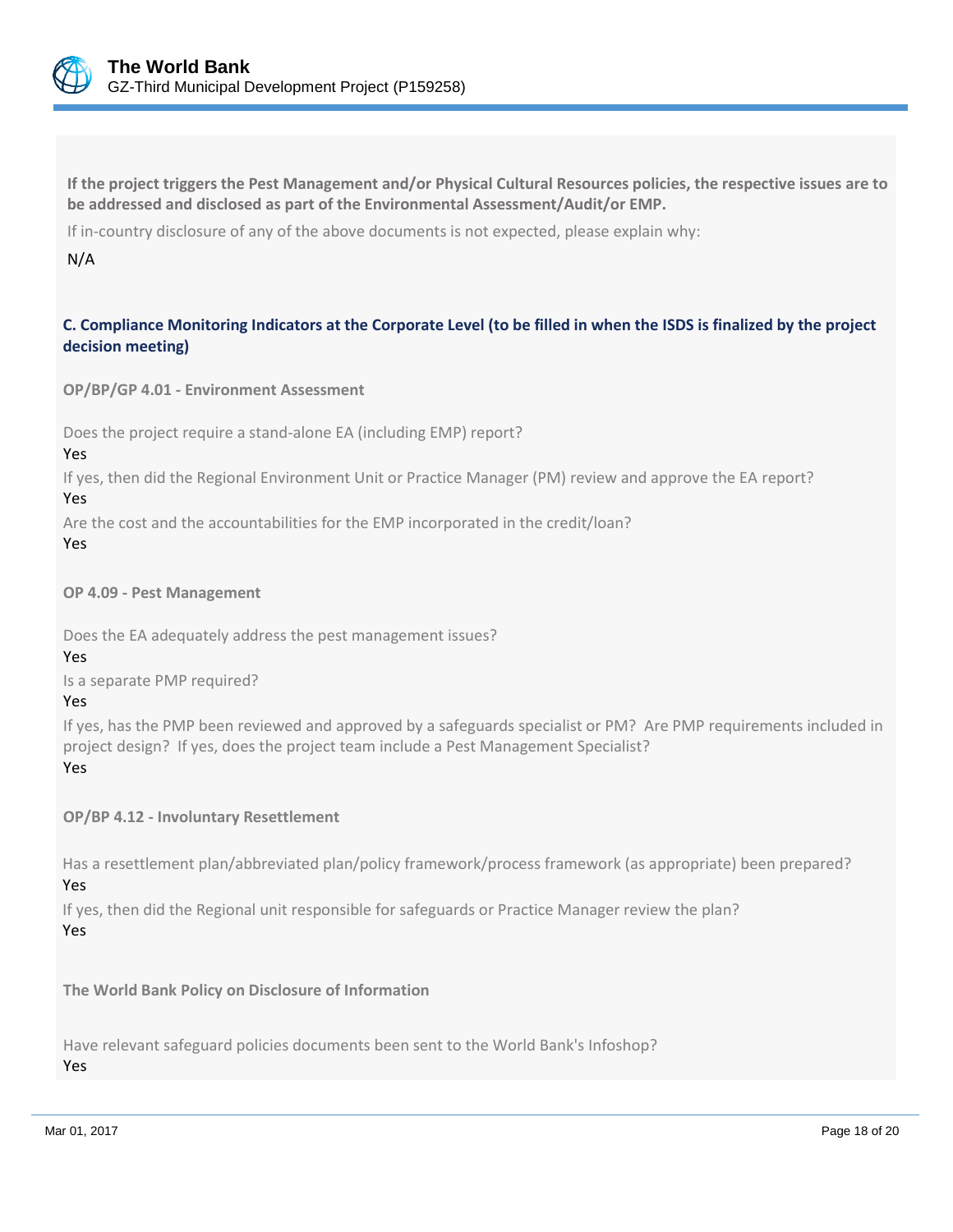**If the project triggers the Pest Management and/or Physical Cultural Resources policies, the respective issues are to be addressed and disclosed as part of the Environmental Assessment/Audit/or EMP.**

If in-country disclosure of any of the above documents is not expected, please explain why:

N/A

### C. Compliance Monitoring Indicators at the Corporate Level (to be filled in when the ISDS is finalized by the project decision meeting)

**OP/BP/GP 4.01 - Environment Assessment**

Does the project require a stand-alone EA (including EMP) report?

Yes

If yes, then did the Regional Environment Unit or Practice Manager (PM) review and approve the EA report?

Yes

Are the cost and the accountabilities for the EMP incorporated in the credit/loan?

Yes

**OP 4.09 - Pest Management**

Does the EA adequately address the pest management issues?

Yes

Is a separate PMP required?

Yes

If yes, has the PMP been reviewed and approved by a safeguards specialist or PM? Are PMP requirements included in project design? If yes, does the project team include a Pest Management Specialist?

Yes

**OP/BP 4.12 - Involuntary Resettlement**

Has a resettlement plan/abbreviated plan/policy framework/process framework (as appropriate) been prepared?

Yes

If yes, then did the Regional unit responsible for safeguards or Practice Manager review the plan?

Yes

**The World Bank Policy on Disclosure of Information**

Have relevant safeguard policies documents been sent to the World Bank's Infoshop?

Yes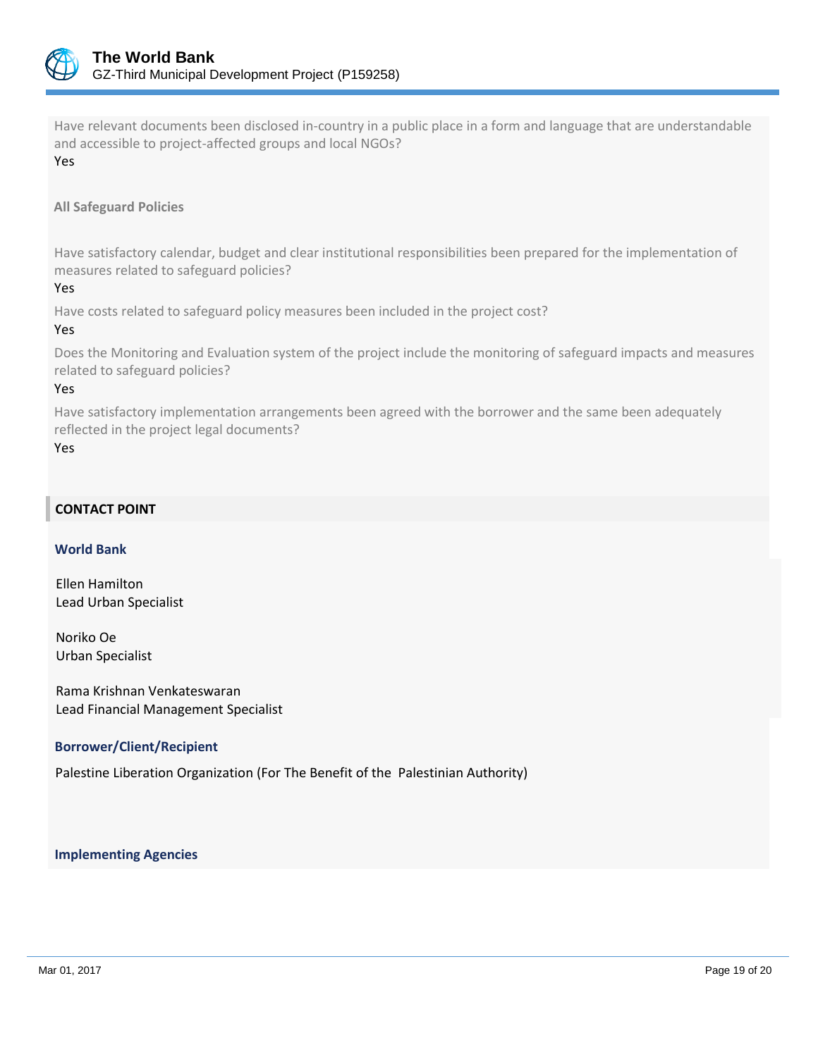Have relevant documents been disclosed in-country in a public place in a form and language that are understandable and accessible to project-affected groups and local NGOs?

Yes

**All Safeguard Policies**

Have satisfactory calendar, budget and clear institutional responsibilities been prepared for the implementation of measures related to safeguard policies?

Yes

Have costs related to safeguard policy measures been included in the project cost?

Yes

Does the Monitoring and Evaluation system of the project include the monitoring of safeguard impacts and measures related to safeguard policies?

Yes

Have satisfactory implementation arrangements been agreed with the borrower and the same been adequately reflected in the project legal documents?

Yes

## CONTACT POINT

### World Bank

Ellen Hamilton
Lead Urban Specialist

Noriko Oe
Urban Specialist

Rama Krishnan Venkateswaran
Lead Financial Management Specialist

### Borrower/Client/Recipient

Palestine Liberation Organization (For The Benefit of the Palestinian Authority)

### Implementing Agencies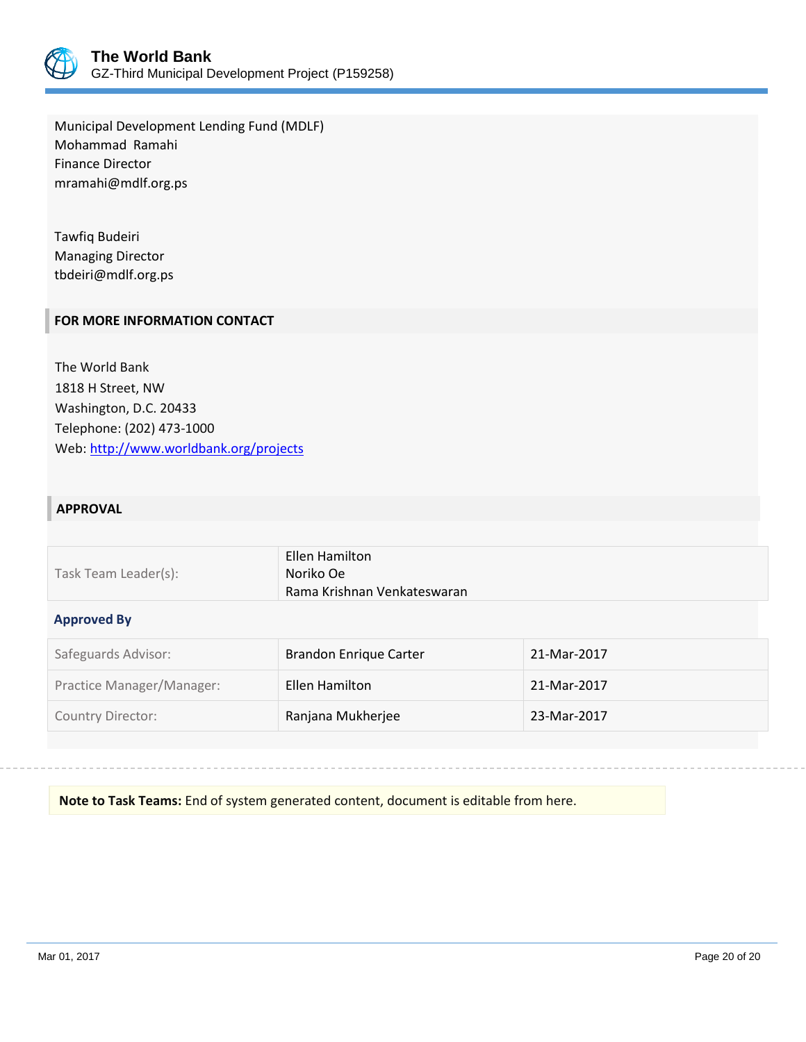Municipal Development Lending Fund (MDLF)
Mohammad Ramahi
Finance Director
mramahi@mdlf.org.ps

Tawfiq Budeiri
Managing Director
tbdeiri@mdlf.org.ps

## FOR MORE INFORMATION CONTACT

The World Bank
1818 H Street, NW
Washington, D.C. 20433
Telephone: (202) 473-1000
Web: http://www.worldbank.org/projects

## APPROVAL

| | |
|---|---|
| Task Team Leader(s): | Ellen Hamilton<br>Noriko Oe<br>Rama Krishnan Venkateswaran |

### Approved By

| | | |
|---|---|---|
| Safeguards Advisor: | Brandon Enrique Carter | 21-Mar-2017 |
| Practice Manager/Manager: | Ellen Hamilton | 21-Mar-2017 |
| Country Director: | Ranjana Mukherjee | 23-Mar-2017 |

**Note to Task Teams:** End of system generated content, document is editable from here.